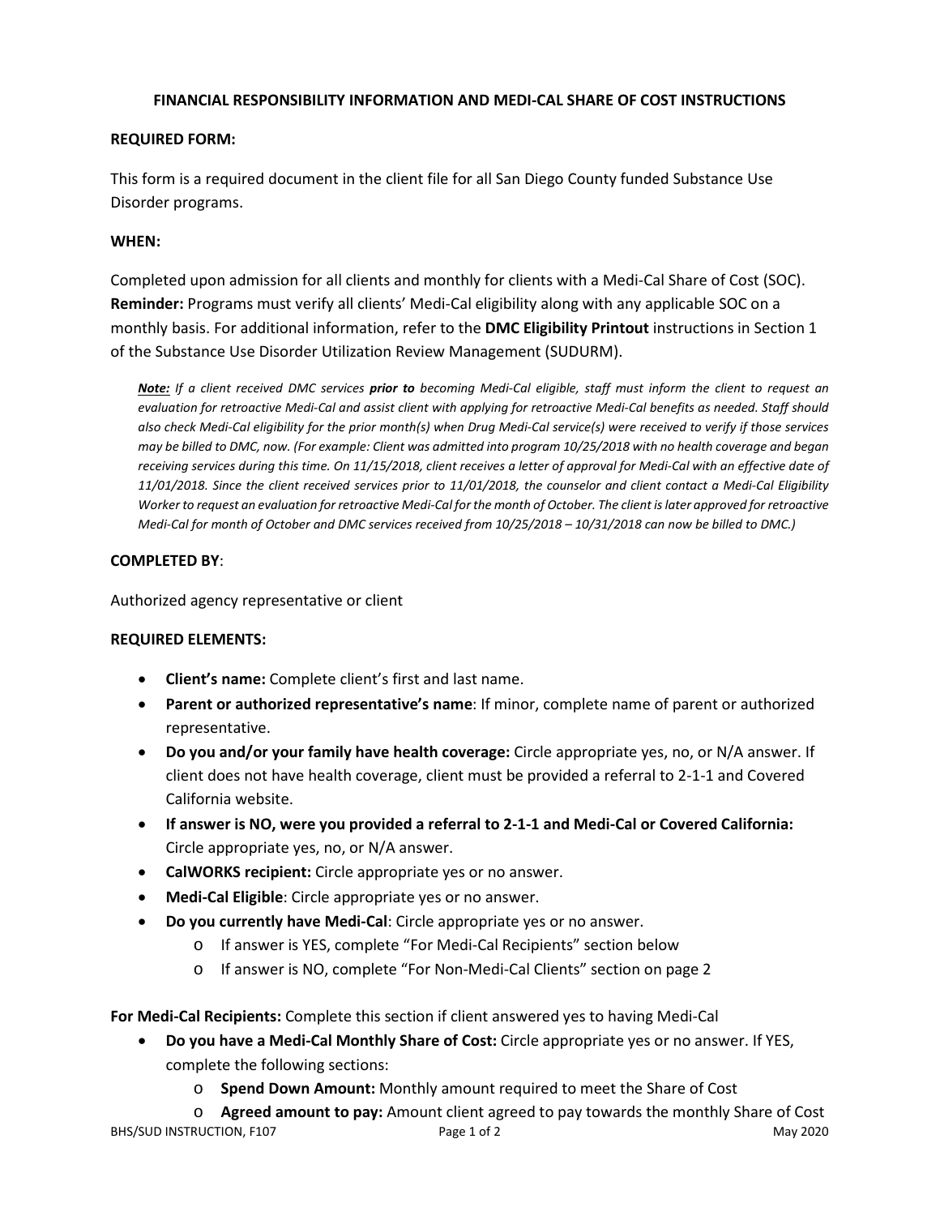# FINANCIAL RESPONSIBILITY INFORMATION AND MEDI-CAL SHARE OF COST INSTRUCTIONS

**REQUIRED FORM:**

This form is a required document in the client file for all San Diego County funded Substance Use Disorder programs.

**WHEN:**

Completed upon admission for all clients and monthly for clients with a Medi-Cal Share of Cost (SOC). **Reminder:** Programs must verify all clients' Medi-Cal eligibility along with any applicable SOC on a monthly basis. For additional information, refer to the **DMC Eligibility Printout** instructions in Section 1 of the Substance Use Disorder Utilization Review Management (SUDURM).

> ***Note:*** *If a client received DMC services* ***prior to*** *becoming Medi-Cal eligible, staff must inform the client to request an evaluation for retroactive Medi-Cal and assist client with applying for retroactive Medi-Cal benefits as needed. Staff should also check Medi-Cal eligibility for the prior month(s) when Drug Medi-Cal service(s) were received to verify if those services may be billed to DMC, now. (For example: Client was admitted into program 10/25/2018 with no health coverage and began receiving services during this time. On 11/15/2018, client receives a letter of approval for Medi-Cal with an effective date of 11/01/2018. Since the client received services prior to 11/01/2018, the counselor and client contact a Medi-Cal Eligibility Worker to request an evaluation for retroactive Medi-Cal for the month of October. The client is later approved for retroactive Medi-Cal for month of October and DMC services received from 10/25/2018 – 10/31/2018 can now be billed to DMC.)*

**COMPLETED BY**:

Authorized agency representative or client

**REQUIRED ELEMENTS:**

- **Client's name:** Complete client's first and last name.
- **Parent or authorized representative's name**: If minor, complete name of parent or authorized representative.
- **Do you and/or your family have health coverage:** Circle appropriate yes, no, or N/A answer. If client does not have health coverage, client must be provided a referral to 2-1-1 and Covered California website.
- **If answer is NO, were you provided a referral to 2-1-1 and Medi-Cal or Covered California:** Circle appropriate yes, no, or N/A answer.
- **CalWORKS recipient:** Circle appropriate yes or no answer.
- **Medi-Cal Eligible**: Circle appropriate yes or no answer.
- **Do you currently have Medi-Cal**: Circle appropriate yes or no answer.
  - If answer is YES, complete "For Medi-Cal Recipients" section below
  - If answer is NO, complete "For Non-Medi-Cal Clients" section on page 2

**For Medi-Cal Recipients:** Complete this section if client answered yes to having Medi-Cal

- **Do you have a Medi-Cal Monthly Share of Cost:** Circle appropriate yes or no answer. If YES, complete the following sections:
  - **Spend Down Amount:** Monthly amount required to meet the Share of Cost
  - **Agreed amount to pay:** Amount client agreed to pay towards the monthly Share of Cost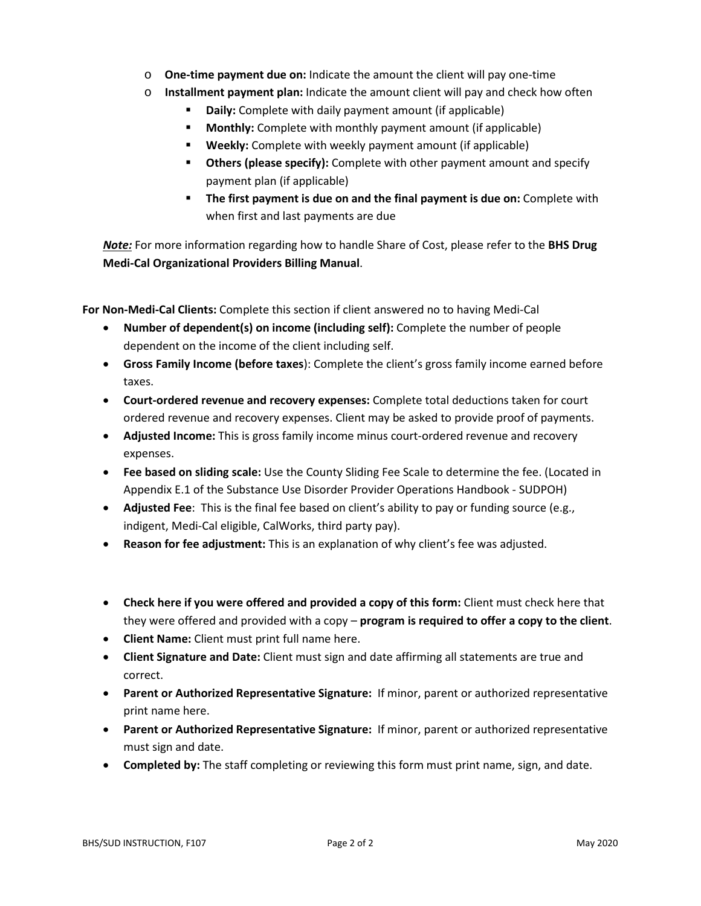- **One-time payment due on:** Indicate the amount the client will pay one-time
- **Installment payment plan:** Indicate the amount client will pay and check how often
    - **Daily:** Complete with daily payment amount (if applicable)
    - **Monthly:** Complete with monthly payment amount (if applicable)
    - **Weekly:** Complete with weekly payment amount (if applicable)
    - **Others (please specify):** Complete with other payment amount and specify payment plan (if applicable)
    - **The first payment is due on and the final payment is due on:** Complete with when first and last payments are due

***Note:*** For more information regarding how to handle Share of Cost, please refer to the **BHS Drug Medi-Cal Organizational Providers Billing Manual**.

**For Non-Medi-Cal Clients:** Complete this section if client answered no to having Medi-Cal

- **Number of dependent(s) on income (including self):** Complete the number of people dependent on the income of the client including self.
- **Gross Family Income (before taxes**): Complete the client's gross family income earned before taxes.
- **Court-ordered revenue and recovery expenses:** Complete total deductions taken for court ordered revenue and recovery expenses. Client may be asked to provide proof of payments.
- **Adjusted Income:** This is gross family income minus court-ordered revenue and recovery expenses.
- **Fee based on sliding scale:** Use the County Sliding Fee Scale to determine the fee. (Located in Appendix E.1 of the Substance Use Disorder Provider Operations Handbook - SUDPOH)
- **Adjusted Fee**: This is the final fee based on client's ability to pay or funding source (e.g., indigent, Medi-Cal eligible, CalWorks, third party pay).
- **Reason for fee adjustment:** This is an explanation of why client's fee was adjusted.

- **Check here if you were offered and provided a copy of this form:** Client must check here that they were offered and provided with a copy – **program is required to offer a copy to the client**.
- **Client Name:** Client must print full name here.
- **Client Signature and Date:** Client must sign and date affirming all statements are true and correct.
- **Parent or Authorized Representative Signature:** If minor, parent or authorized representative print name here.
- **Parent or Authorized Representative Signature:** If minor, parent or authorized representative must sign and date.
- **Completed by:** The staff completing or reviewing this form must print name, sign, and date.